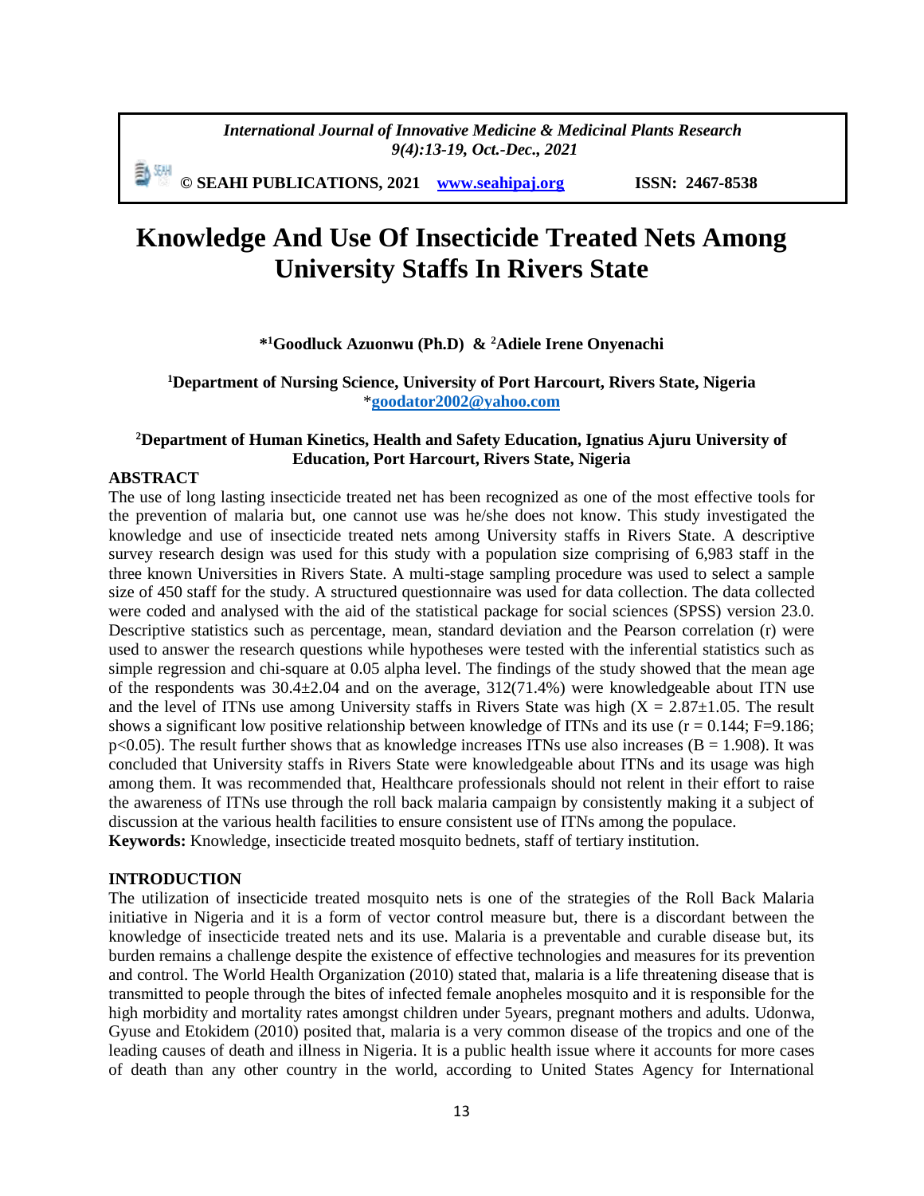# Knowledge And Use Of Insecticide Treated Nets Among University Staffs In Rivers State

**\*[1]Goodluck Azuonwu (Ph.D) & [2]Adiele Irene Onyenachi**

**[1]Department of Nursing Science, University of Port Harcourt, Rivers State, Nigeria**
*goodator2002@yahoo.com

**[2]Department of Human Kinetics, Health and Safety Education, Ignatius Ajuru University of Education, Port Harcourt, Rivers State, Nigeria**

## ABSTRACT

The use of long lasting insecticide treated net has been recognized as one of the most effective tools for the prevention of malaria but, one cannot use was he/she does not know. This study investigated the knowledge and use of insecticide treated nets among University staffs in Rivers State. A descriptive survey research design was used for this study with a population size comprising of 6,983 staff in the three known Universities in Rivers State. A multi-stage sampling procedure was used to select a sample size of 450 staff for the study. A structured questionnaire was used for data collection. The data collected were coded and analysed with the aid of the statistical package for social sciences (SPSS) version 23.0. Descriptive statistics such as percentage, mean, standard deviation and the Pearson correlation (r) were used to answer the research questions while hypotheses were tested with the inferential statistics such as simple regression and chi-square at 0.05 alpha level. The findings of the study showed that the mean age of the respondents was 30.4±2.04 and on the average, 312(71.4%) were knowledgeable about ITN use and the level of ITNs use among University staffs in Rivers State was high ($X = 2.87 \pm 1.05$. The result shows a significant low positive relationship between knowledge of ITNs and its use ($r = 0.144$; $F=9.186$; $p<0.05$). The result further shows that as knowledge increases ITNs use also increases ($B = 1.908$). It was concluded that University staffs in Rivers State were knowledgeable about ITNs and its usage was high among them. It was recommended that, Healthcare professionals should not relent in their effort to raise the awareness of ITNs use through the roll back malaria campaign by consistently making it a subject of discussion at the various health facilities to ensure consistent use of ITNs among the populace.

**Keywords:** Knowledge, insecticide treated mosquito bednets, staff of tertiary institution.

## INTRODUCTION

The utilization of insecticide treated mosquito nets is one of the strategies of the Roll Back Malaria initiative in Nigeria and it is a form of vector control measure but, there is a discordant between the knowledge of insecticide treated nets and its use. Malaria is a preventable and curable disease but, its burden remains a challenge despite the existence of effective technologies and measures for its prevention and control. The World Health Organization (2010) stated that, malaria is a life threatening disease that is transmitted to people through the bites of infected female anopheles mosquito and it is responsible for the high morbidity and mortality rates amongst children under 5years, pregnant mothers and adults. Udonwa, Gyuse and Etokidem (2010) posited that, malaria is a very common disease of the tropics and one of the leading causes of death and illness in Nigeria. It is a public health issue where it accounts for more cases of death than any other country in the world, according to United States Agency for International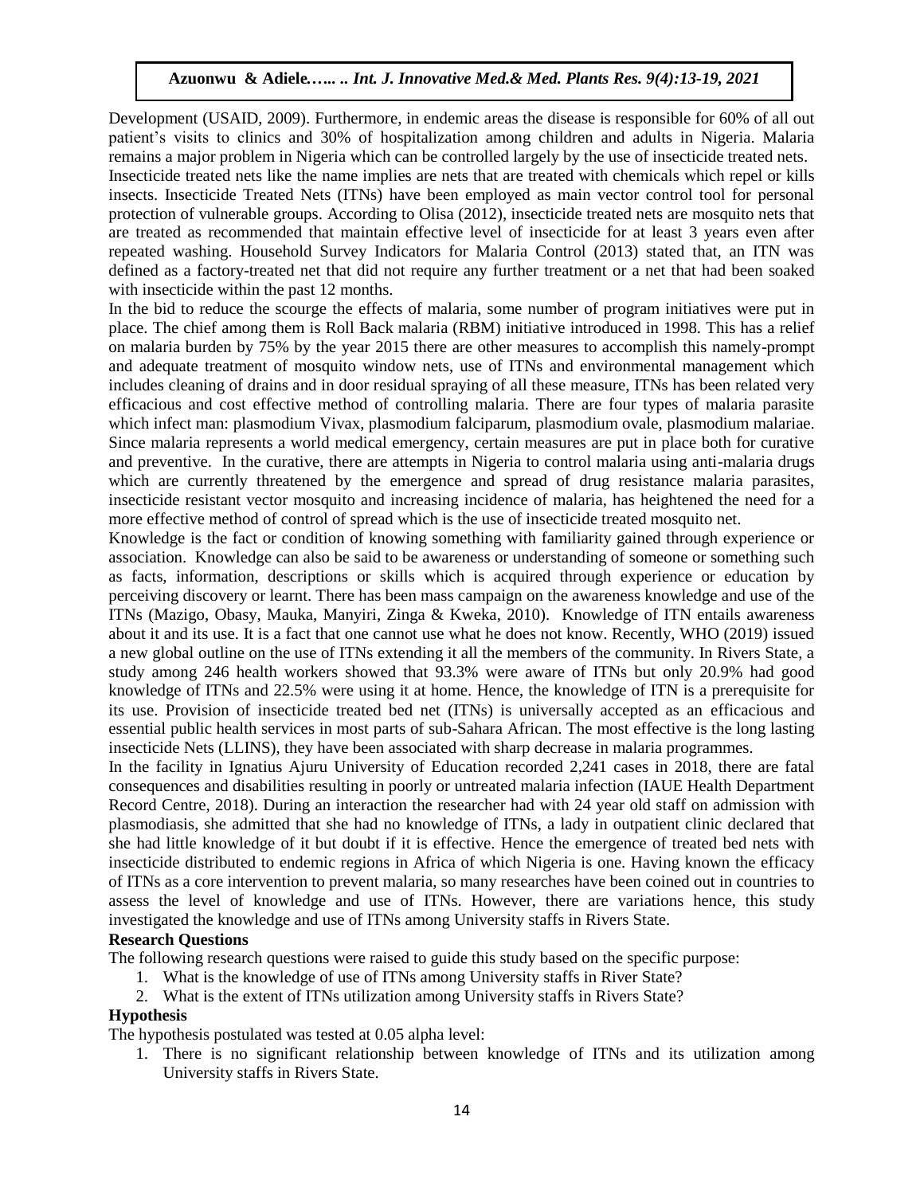Development (USAID, 2009). Furthermore, in endemic areas the disease is responsible for 60% of all out patient's visits to clinics and 30% of hospitalization among children and adults in Nigeria. Malaria remains a major problem in Nigeria which can be controlled largely by the use of insecticide treated nets. Insecticide treated nets like the name implies are nets that are treated with chemicals which repel or kills insects. Insecticide Treated Nets (ITNs) have been employed as main vector control tool for personal protection of vulnerable groups. According to Olisa (2012), insecticide treated nets are mosquito nets that are treated as recommended that maintain effective level of insecticide for at least 3 years even after repeated washing. Household Survey Indicators for Malaria Control (2013) stated that, an ITN was defined as a factory-treated net that did not require any further treatment or a net that had been soaked with insecticide within the past 12 months.

In the bid to reduce the scourge the effects of malaria, some number of program initiatives were put in place. The chief among them is Roll Back malaria (RBM) initiative introduced in 1998. This has a relief on malaria burden by 75% by the year 2015 there are other measures to accomplish this namely-prompt and adequate treatment of mosquito window nets, use of ITNs and environmental management which includes cleaning of drains and in door residual spraying of all these measure, ITNs has been related very efficacious and cost effective method of controlling malaria. There are four types of malaria parasite which infect man: plasmodium Vivax, plasmodium falciparum, plasmodium ovale, plasmodium malariae. Since malaria represents a world medical emergency, certain measures are put in place both for curative and preventive. In the curative, there are attempts in Nigeria to control malaria using anti-malaria drugs which are currently threatened by the emergence and spread of drug resistance malaria parasites, insecticide resistant vector mosquito and increasing incidence of malaria, has heightened the need for a more effective method of control of spread which is the use of insecticide treated mosquito net.

Knowledge is the fact or condition of knowing something with familiarity gained through experience or association. Knowledge can also be said to be awareness or understanding of someone or something such as facts, information, descriptions or skills which is acquired through experience or education by perceiving discovery or learnt. There has been mass campaign on the awareness knowledge and use of the ITNs (Mazigo, Obasy, Mauka, Manyiri, Zinga & Kweka, 2010). Knowledge of ITN entails awareness about it and its use. It is a fact that one cannot use what he does not know. Recently, WHO (2019) issued a new global outline on the use of ITNs extending it all the members of the community. In Rivers State, a study among 246 health workers showed that 93.3% were aware of ITNs but only 20.9% had good knowledge of ITNs and 22.5% were using it at home. Hence, the knowledge of ITN is a prerequisite for its use. Provision of insecticide treated bed net (ITNs) is universally accepted as an efficacious and essential public health services in most parts of sub-Sahara African. The most effective is the long lasting insecticide Nets (LLINS), they have been associated with sharp decrease in malaria programmes.

In the facility in Ignatius Ajuru University of Education recorded 2,241 cases in 2018, there are fatal consequences and disabilities resulting in poorly or untreated malaria infection (IAUE Health Department Record Centre, 2018). During an interaction the researcher had with 24 year old staff on admission with plasmodiasis, she admitted that she had no knowledge of ITNs, a lady in outpatient clinic declared that she had little knowledge of it but doubt if it is effective. Hence the emergence of treated bed nets with insecticide distributed to endemic regions in Africa of which Nigeria is one. Having known the efficacy of ITNs as a core intervention to prevent malaria, so many researches have been coined out in countries to assess the level of knowledge and use of ITNs. However, there are variations hence, this study investigated the knowledge and use of ITNs among University staffs in Rivers State.

**Research Questions**

The following research questions were raised to guide this study based on the specific purpose:

1. What is the knowledge of use of ITNs among University staffs in River State?
2. What is the extent of ITNs utilization among University staffs in Rivers State?

**Hypothesis**

The hypothesis postulated was tested at 0.05 alpha level:

1. There is no significant relationship between knowledge of ITNs and its utilization among University staffs in Rivers State.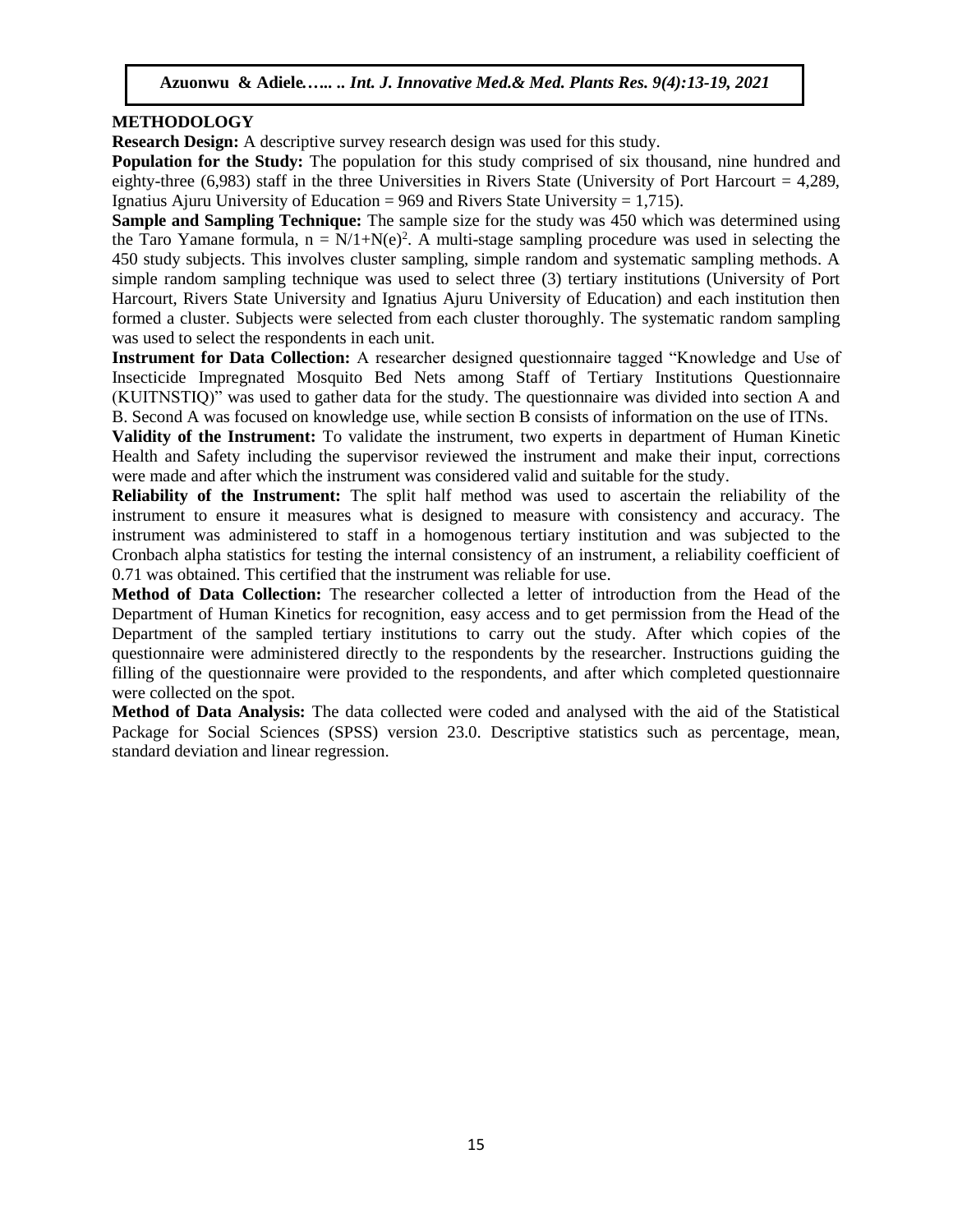## METHODOLOGY

**Research Design:** A descriptive survey research design was used for this study.

**Population for the Study:** The population for this study comprised of six thousand, nine hundred and eighty-three (6,983) staff in the three Universities in Rivers State (University of Port Harcourt = 4,289, Ignatius Ajuru University of Education = 969 and Rivers State University = 1,715).

**Sample and Sampling Technique:** The sample size for the study was 450 which was determined using the Taro Yamane formula, $n = N/1+N(e)^2$. A multi-stage sampling procedure was used in selecting the 450 study subjects. This involves cluster sampling, simple random and systematic sampling methods. A simple random sampling technique was used to select three (3) tertiary institutions (University of Port Harcourt, Rivers State University and Ignatius Ajuru University of Education) and each institution then formed a cluster. Subjects were selected from each cluster thoroughly. The systematic random sampling was used to select the respondents in each unit.

**Instrument for Data Collection:** A researcher designed questionnaire tagged "Knowledge and Use of Insecticide Impregnated Mosquito Bed Nets among Staff of Tertiary Institutions Questionnaire (KUITNSTIQ)" was used to gather data for the study. The questionnaire was divided into section A and B. Second A was focused on knowledge use, while section B consists of information on the use of ITNs.

**Validity of the Instrument:** To validate the instrument, two experts in department of Human Kinetic Health and Safety including the supervisor reviewed the instrument and make their input, corrections were made and after which the instrument was considered valid and suitable for the study.

**Reliability of the Instrument:** The split half method was used to ascertain the reliability of the instrument to ensure it measures what is designed to measure with consistency and accuracy. The instrument was administered to staff in a homogenous tertiary institution and was subjected to the Cronbach alpha statistics for testing the internal consistency of an instrument, a reliability coefficient of 0.71 was obtained. This certified that the instrument was reliable for use.

**Method of Data Collection:** The researcher collected a letter of introduction from the Head of the Department of Human Kinetics for recognition, easy access and to get permission from the Head of the Department of the sampled tertiary institutions to carry out the study. After which copies of the questionnaire were administered directly to the respondents by the researcher. Instructions guiding the filling of the questionnaire were provided to the respondents, and after which completed questionnaire were collected on the spot.

**Method of Data Analysis:** The data collected were coded and analysed with the aid of the Statistical Package for Social Sciences (SPSS) version 23.0. Descriptive statistics such as percentage, mean, standard deviation and linear regression.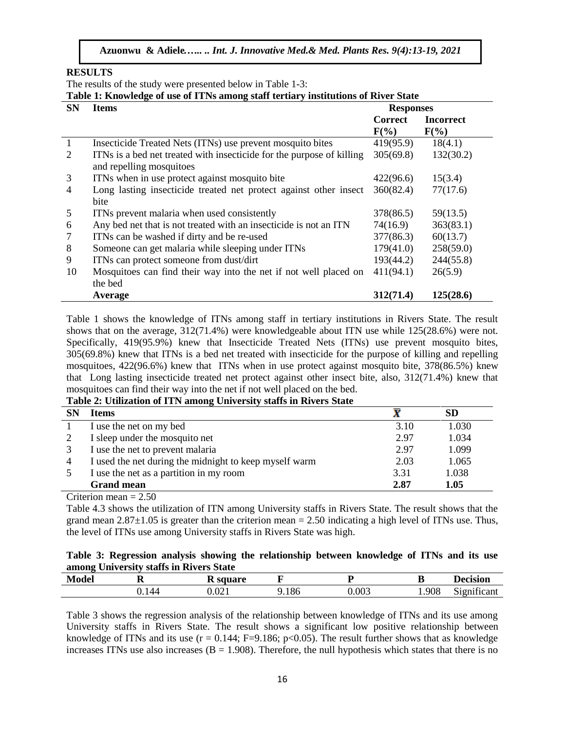## RESULTS

The results of the study were presented below in Table 1-3:

**Table 1: Knowledge of use of ITNs among staff tertiary institutions of River State**

| SN | Items | Responses | |
|---|---|---|---|
| | | Correct F(%) | Incorrect F(%) |
| 1 | Insecticide Treated Nets (ITNs) use prevent mosquito bites | 419(95.9) | 18(4.1) |
| 2 | ITNs is a bed net treated with insecticide for the purpose of killing and repelling mosquitoes | 305(69.8) | 132(30.2) |
| 3 | ITNs when in use protect against mosquito bite | 422(96.6) | 15(3.4) |
| 4 | Long lasting insecticide treated net protect against other insect bite | 360(82.4) | 77(17.6) |
| 5 | ITNs prevent malaria when used consistently | 378(86.5) | 59(13.5) |
| 6 | Any bed net that is not treated with an insecticide is not an ITN | 74(16.9) | 363(83.1) |
| 7 | ITNs can be washed if dirty and be re-used | 377(86.3) | 60(13.7) |
| 8 | Someone can get malaria while sleeping under ITNs | 179(41.0) | 258(59.0) |
| 9 | ITNs can protect someone from dust/dirt | 193(44.2) | 244(55.8) |
| 10 | Mosquitoes can find their way into the net if not well placed on the bed | 411(94.1) | 26(5.9) |
| | **Average** | **312(71.4)** | **125(28.6)** |

Table 1 shows the knowledge of ITNs among staff in tertiary institutions in Rivers State. The result shows that on the average, 312(71.4%) were knowledgeable about ITN use while 125(28.6%) were not. Specifically, 419(95.9%) knew that Insecticide Treated Nets (ITNs) use prevent mosquito bites, 305(69.8%) knew that ITNs is a bed net treated with insecticide for the purpose of killing and repelling mosquitoes, 422(96.6%) knew that ITNs when in use protect against mosquito bite, 378(86.5%) knew that Long lasting insecticide treated net protect against other insect bite, also, 312(71.4%) knew that mosquitoes can find their way into the net if not well placed on the bed.

**Table 2: Utilization of ITN among University staffs in Rivers State**

| SN | Items | $\bar{X}$ | SD |
|---|---|---|---|
| 1 | I use the net on my bed | 3.10 | 1.030 |
| 2 | I sleep under the mosquito net | 2.97 | 1.034 |
| 3 | I use the net to prevent malaria | 2.97 | 1.099 |
| 4 | I used the net during the midnight to keep myself warm | 2.03 | 1.065 |
| 5 | I use the net as a partition in my room | 3.31 | 1.038 |
| | **Grand mean** | **2.87** | **1.05** |

Criterion mean = 2.50

Table 4.3 shows the utilization of ITN among University staffs in Rivers State. The result shows that the grand mean $2.87 \pm 1.05$ is greater than the criterion mean = 2.50 indicating a high level of ITNs use. Thus, the level of ITNs use among University staffs in Rivers State was high.

**Table 3: Regression analysis showing the relationship between knowledge of ITNs and its use among University staffs in Rivers State**

| Model | R | R square | F | P | B | Decision |
|---|---|---|---|---|---|---|
| | 0.144 | 0.021 | 9.186 | 0.003 | 1.908 | Significant |

Table 3 shows the regression analysis of the relationship between knowledge of ITNs and its use among University staffs in Rivers State. The result shows a significant low positive relationship between knowledge of ITNs and its use ($r = 0.144$; $F=9.186$; $p<0.05$). The result further shows that as knowledge increases ITNs use also increases ($B = 1.908$). Therefore, the null hypothesis which states that there is no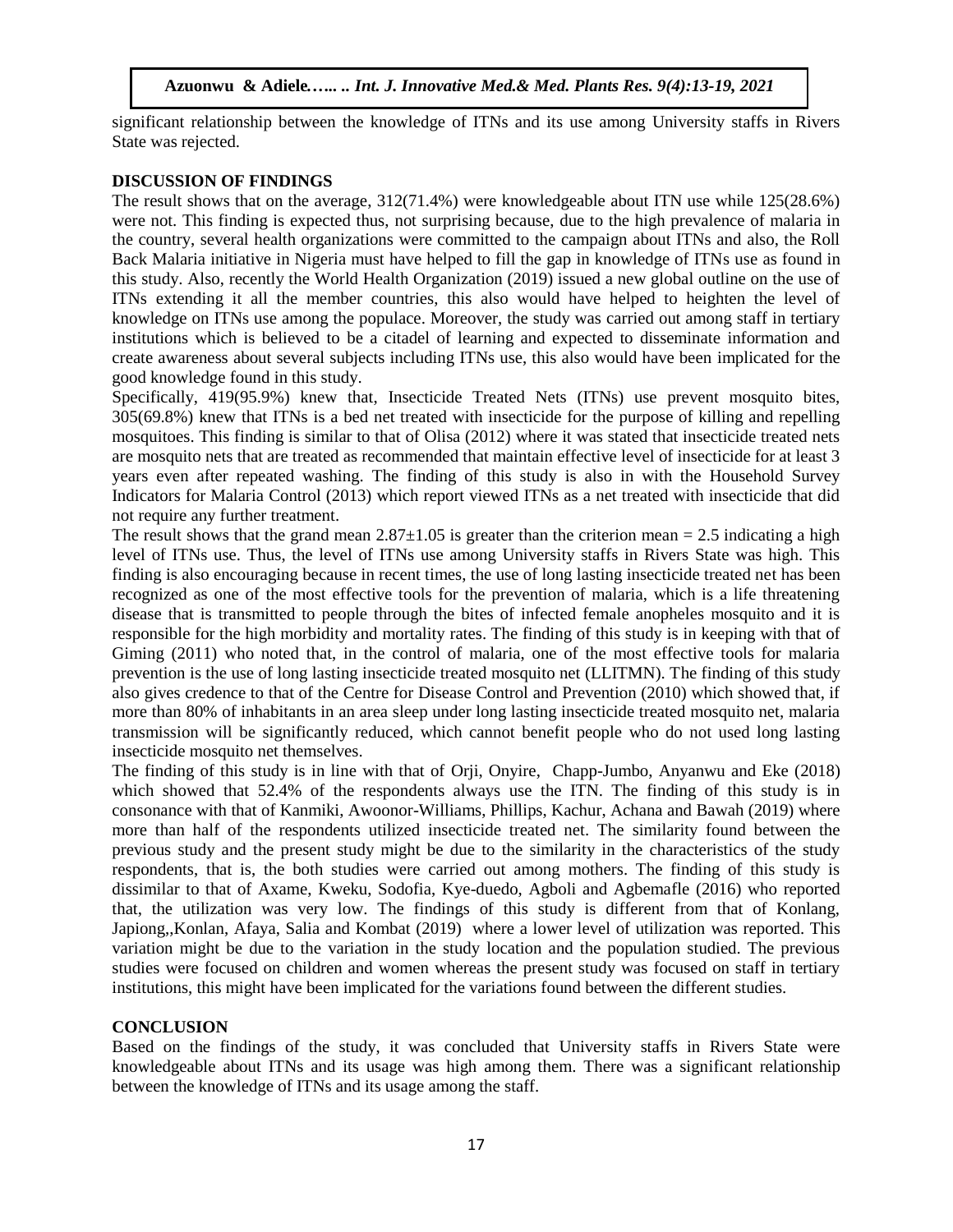significant relationship between the knowledge of ITNs and its use among University staffs in Rivers State was rejected.

## DISCUSSION OF FINDINGS

The result shows that on the average, 312(71.4%) were knowledgeable about ITN use while 125(28.6%) were not. This finding is expected thus, not surprising because, due to the high prevalence of malaria in the country, several health organizations were committed to the campaign about ITNs and also, the Roll Back Malaria initiative in Nigeria must have helped to fill the gap in knowledge of ITNs use as found in this study. Also, recently the World Health Organization (2019) issued a new global outline on the use of ITNs extending it all the member countries, this also would have helped to heighten the level of knowledge on ITNs use among the populace. Moreover, the study was carried out among staff in tertiary institutions which is believed to be a citadel of learning and expected to disseminate information and create awareness about several subjects including ITNs use, this also would have been implicated for the good knowledge found in this study.

Specifically, 419(95.9%) knew that, Insecticide Treated Nets (ITNs) use prevent mosquito bites, 305(69.8%) knew that ITNs is a bed net treated with insecticide for the purpose of killing and repelling mosquitoes. This finding is similar to that of Olisa (2012) where it was stated that insecticide treated nets are mosquito nets that are treated as recommended that maintain effective level of insecticide for at least 3 years even after repeated washing. The finding of this study is also in with the Household Survey Indicators for Malaria Control (2013) which report viewed ITNs as a net treated with insecticide that did not require any further treatment.

The result shows that the grand mean $2.87 \pm 1.05$ is greater than the criterion mean = 2.5 indicating a high level of ITNs use. Thus, the level of ITNs use among University staffs in Rivers State was high. This finding is also encouraging because in recent times, the use of long lasting insecticide treated net has been recognized as one of the most effective tools for the prevention of malaria, which is a life threatening disease that is transmitted to people through the bites of infected female anopheles mosquito and it is responsible for the high morbidity and mortality rates. The finding of this study is in keeping with that of Giming (2011) who noted that, in the control of malaria, one of the most effective tools for malaria prevention is the use of long lasting insecticide treated mosquito net (LLITMN). The finding of this study also gives credence to that of the Centre for Disease Control and Prevention (2010) which showed that, if more than 80% of inhabitants in an area sleep under long lasting insecticide treated mosquito net, malaria transmission will be significantly reduced, which cannot benefit people who do not used long lasting insecticide mosquito net themselves.

The finding of this study is in line with that of Orji, Onyire, Chapp-Jumbo, Anyanwu and Eke (2018) which showed that 52.4% of the respondents always use the ITN. The finding of this study is in consonance with that of Kanmiki, Awoonor-Williams, Phillips, Kachur, Achana and Bawah (2019) where more than half of the respondents utilized insecticide treated net. The similarity found between the previous study and the present study might be due to the similarity in the characteristics of the study respondents, that is, the both studies were carried out among mothers. The finding of this study is dissimilar to that of Axame, Kweku, Sodofia, Kye-duedo, Agboli and Agbemafle (2016) who reported that, the utilization was very low. The findings of this study is different from that of Konlang, Japiong,,Konlan, Afaya, Salia and Kombat (2019) where a lower level of utilization was reported. This variation might be due to the variation in the study location and the population studied. The previous studies were focused on children and women whereas the present study was focused on staff in tertiary institutions, this might have been implicated for the variations found between the different studies.

## CONCLUSION

Based on the findings of the study, it was concluded that University staffs in Rivers State were knowledgeable about ITNs and its usage was high among them. There was a significant relationship between the knowledge of ITNs and its usage among the staff.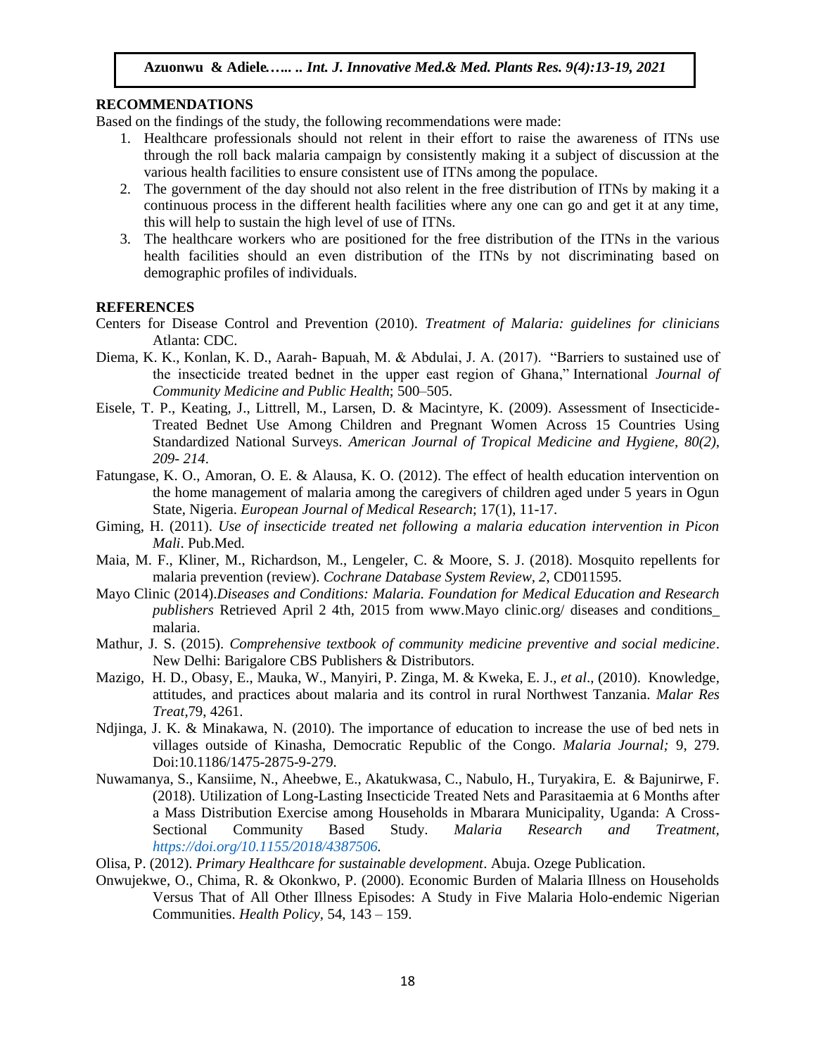## RECOMMENDATIONS

Based on the findings of the study, the following recommendations were made:

1. Healthcare professionals should not relent in their effort to raise the awareness of ITNs use through the roll back malaria campaign by consistently making it a subject of discussion at the various health facilities to ensure consistent use of ITNs among the populace.
2. The government of the day should not also relent in the free distribution of ITNs by making it a continuous process in the different health facilities where any one can go and get it at any time, this will help to sustain the high level of use of ITNs.
3. The healthcare workers who are positioned for the free distribution of the ITNs in the various health facilities should an even distribution of the ITNs by not discriminating based on demographic profiles of individuals.

## REFERENCES

Centers for Disease Control and Prevention (2010). *Treatment of Malaria: guidelines for clinicians* Atlanta: CDC.

Diema, K. K., Konlan, K. D., Aarah- Bapuah, M. & Abdulai, J. A. (2017). "Barriers to sustained use of the insecticide treated bednet in the upper east region of Ghana," International *Journal of Community Medicine and Public Health*; 500–505.

Eisele, T. P., Keating, J., Littrell, M., Larsen, D. & Macintyre, K. (2009). Assessment of Insecticide-Treated Bednet Use Among Children and Pregnant Women Across 15 Countries Using Standardized National Surveys. *American Journal of Tropical Medicine and Hygiene, 80(2), 209- 214*.

Fatungase, K. O., Amoran, O. E. & Alausa, K. O. (2012). The effect of health education intervention on the home management of malaria among the caregivers of children aged under 5 years in Ogun State, Nigeria. *European Journal of Medical Research*; 17(1), 11-17.

Giming, H. (2011). *Use of insecticide treated net following a malaria education intervention in Picon Mali*. Pub.Med.

Maia, M. F., Kliner, M., Richardson, M., Lengeler, C. & Moore, S. J. (2018). Mosquito repellents for malaria prevention (review). *Cochrane Database System Review, 2*, CD011595.

Mayo Clinic (2014).*Diseases and Conditions: Malaria. Foundation for Medical Education and Research publishers* Retrieved April 2 4th, 2015 from www.Mayo clinic.org/ diseases and conditions_ malaria.

Mathur, J. S. (2015). *Comprehensive textbook of community medicine preventive and social medicine*. New Delhi: Barigalore CBS Publishers & Distributors.

Mazigo, H. D., Obasy, E., Mauka, W., Manyiri, P. Zinga, M. & Kweka, E. J., *et al*., (2010). Knowledge, attitudes, and practices about malaria and its control in rural Northwest Tanzania. *Malar Res Treat*,79, 4261.

Ndjinga, J. K. & Minakawa, N. (2010). The importance of education to increase the use of bed nets in villages outside of Kinasha, Democratic Republic of the Congo. *Malaria Journal;* 9, 279. Doi:10.1186/1475-2875-9-279.

Nuwamanya, S., Kansiime, N., Aheebwe, E., Akatukwasa, C., Nabulo, H., Turyakira, E. & Bajunirwe, F. (2018). Utilization of Long-Lasting Insecticide Treated Nets and Parasitaemia at 6 Months after a Mass Distribution Exercise among Households in Mbarara Municipality, Uganda: A Cross-Sectional Community Based Study. *Malaria Research and Treatment, https://doi.org/10.1155/2018/4387506.*

Olisa, P. (2012). *Primary Healthcare for sustainable development*. Abuja. Ozege Publication.

Onwujekwe, O., Chima, R. & Okonkwo, P. (2000). Economic Burden of Malaria Illness on Households Versus That of All Other Illness Episodes: A Study in Five Malaria Holo-endemic Nigerian Communities. *Health Policy*, 54, 143 – 159.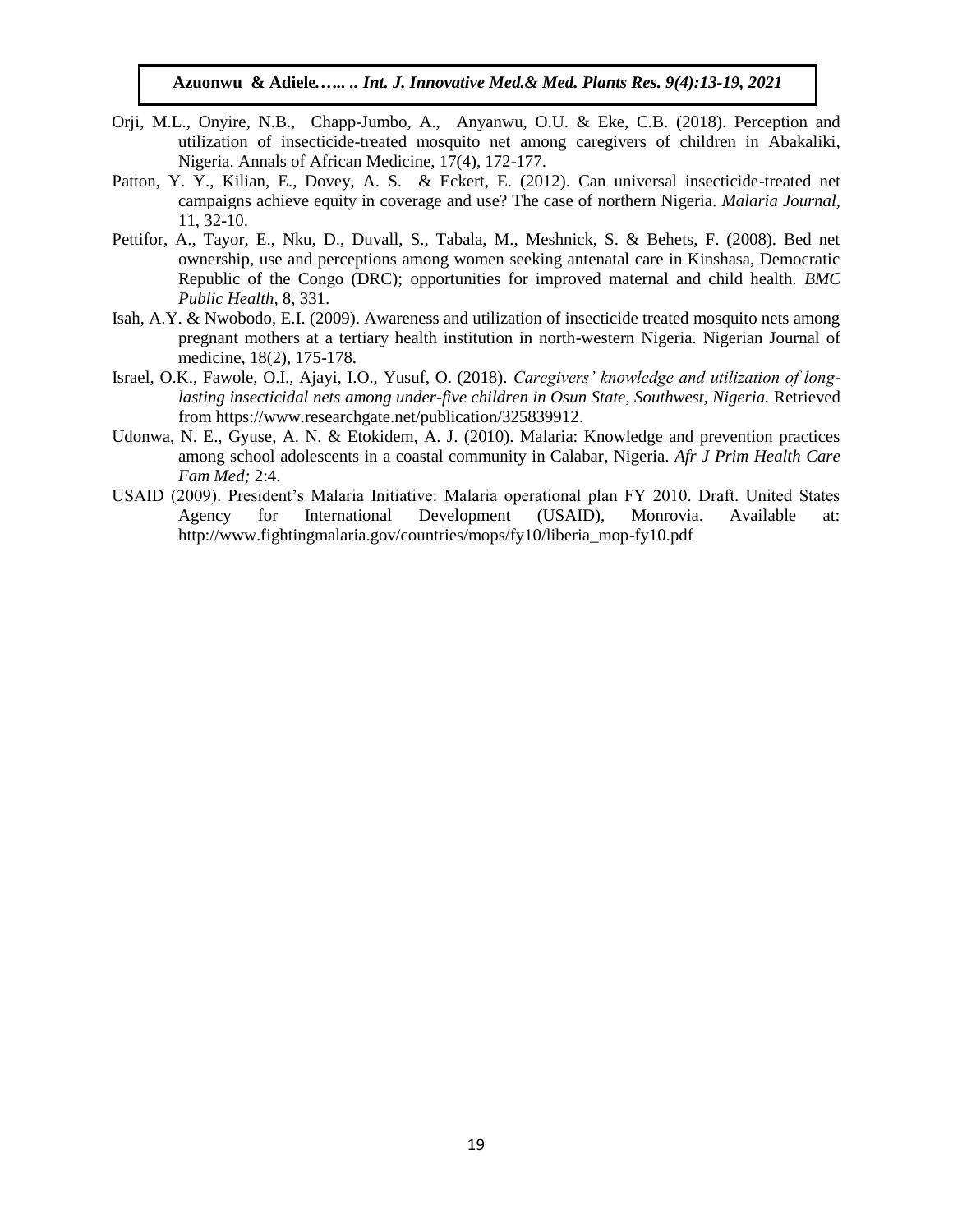Orji, M.L., Onyire, N.B., Chapp-Jumbo, A., Anyanwu, O.U. & Eke, C.B. (2018). Perception and utilization of insecticide-treated mosquito net among caregivers of children in Abakaliki, Nigeria. Annals of African Medicine, 17(4), 172-177.

Patton, Y. Y., Kilian, E., Dovey, A. S. & Eckert, E. (2012). Can universal insecticide-treated net campaigns achieve equity in coverage and use? The case of northern Nigeria. *Malaria Journal*, 11, 32-10.

Pettifor, A., Tayor, E., Nku, D., Duvall, S., Tabala, M., Meshnick, S. & Behets, F. (2008). Bed net ownership, use and perceptions among women seeking antenatal care in Kinshasa, Democratic Republic of the Congo (DRC); opportunities for improved maternal and child health. *BMC Public Health,* 8, 331.

Isah, A.Y. & Nwobodo, E.I. (2009). Awareness and utilization of insecticide treated mosquito nets among pregnant mothers at a tertiary health institution in north-western Nigeria. Nigerian Journal of medicine, 18(2), 175-178.

Israel, O.K., Fawole, O.I., Ajayi, I.O., Yusuf, O. (2018). *Caregivers' knowledge and utilization of long-lasting insecticidal nets among under-five children in Osun State, Southwest, Nigeria.* Retrieved from https://www.researchgate.net/publication/325839912.

Udonwa, N. E., Gyuse, A. N. & Etokidem, A. J. (2010). Malaria: Knowledge and prevention practices among school adolescents in a coastal community in Calabar, Nigeria. *Afr J Prim Health Care Fam Med;* 2:4.

USAID (2009). President's Malaria Initiative: Malaria operational plan FY 2010. Draft. United States Agency for International Development (USAID), Monrovia. Available at: http://www.fightingmalaria.gov/countries/mops/fy10/liberia_mop-fy10.pdf